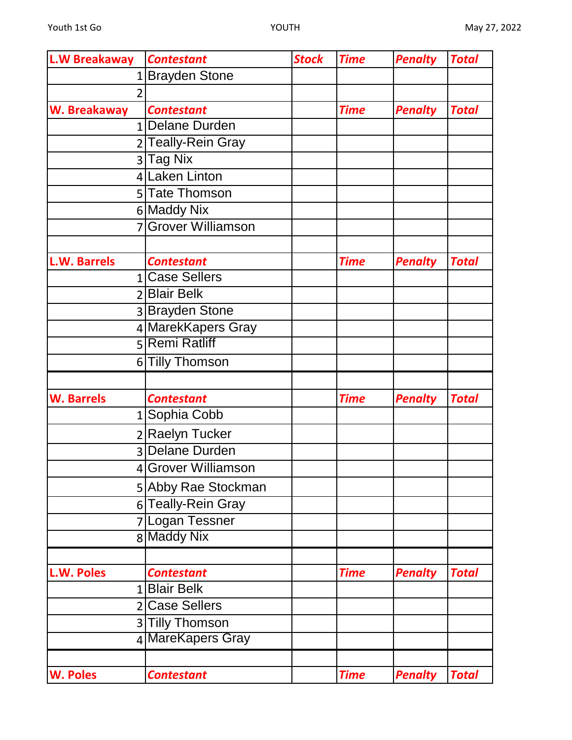| L.W Breakaway | Contestant | Stock | Time | Penalty | Total |
|---|---|---|---|---|---|
| 1 | Brayden Stone | | | | |
| 2 | | | | | |
| **W. Breakaway** | **Contestant** | | **Time** | **Penalty** | **Total** |
| 1 | Delane Durden | | | | |
| 2 | Teally-Rein Gray | | | | |
| 3 | Tag Nix | | | | |
| 4 | Laken Linton | | | | |
| 5 | Tate Thomson | | | | |
| 6 | Maddy Nix | | | | |
| 7 | Grover Williamson | | | | |
| | | | | | |
| **L.W. Barrels** | **Contestant** | | **Time** | **Penalty** | **Total** |
| 1 | Case Sellers | | | | |
| 2 | Blair Belk | | | | |
| 3 | Brayden Stone | | | | |
| 4 | MarekKapers Gray | | | | |
| 5 | Remi Ratliff | | | | |
| 6 | Tilly Thomson | | | | |
| | | | | | |
| **W. Barrels** | **Contestant** | | **Time** | **Penalty** | **Total** |
| 1 | Sophia Cobb | | | | |
| 2 | Raelyn Tucker | | | | |
| 3 | Delane Durden | | | | |
| 4 | Grover Williamson | | | | |
| 5 | Abby Rae Stockman | | | | |
| 6 | Teally-Rein Gray | | | | |
| 7 | Logan Tessner | | | | |
| 8 | Maddy Nix | | | | |
| | | | | | |
| **L.W. Poles** | **Contestant** | | **Time** | **Penalty** | **Total** |
| 1 | Blair Belk | | | | |
| 2 | Case Sellers | | | | |
| 3 | Tilly Thomson | | | | |
| 4 | MareKapers Gray | | | | |
| | | | | | |
| **W. Poles** | **Contestant** | | **Time** | **Penalty** | **Total** |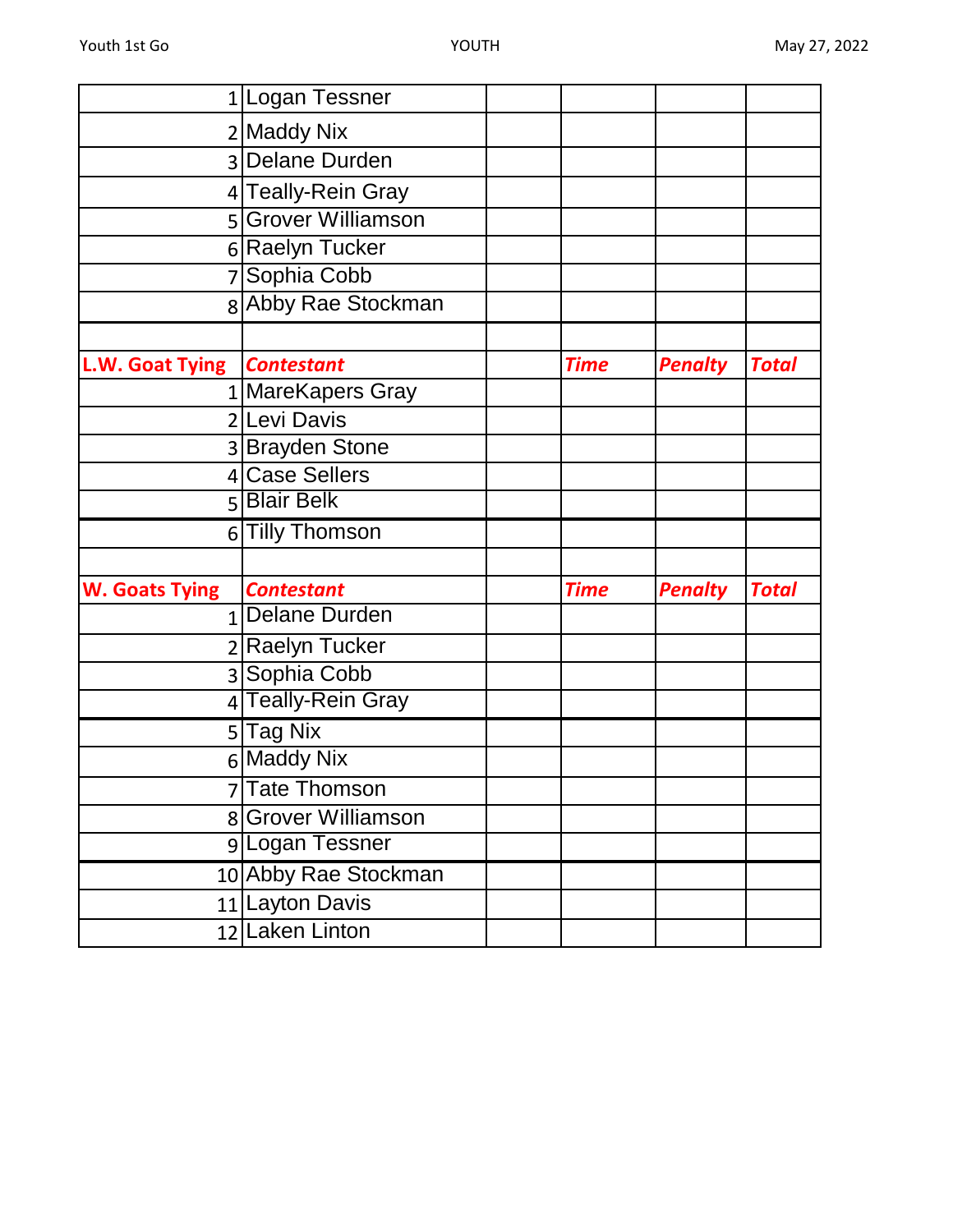| | | | | | |
|---|---|---|---|---|---|
| 1 | Logan Tessner | | | | |
| 2 | Maddy Nix | | | | |
| 3 | Delane Durden | | | | |
| 4 | Teally-Rein Gray | | | | |
| 5 | Grover Williamson | | | | |
| 6 | Raelyn Tucker | | | | |
| 7 | Sophia Cobb | | | | |
| 8 | Abby Rae Stockman | | | | |
| | | | | | |
| **L.W. Goat Tying** | ***Contestant*** | | ***Time*** | ***Penalty*** | ***Total*** |
| 1 | MareKapers Gray | | | | |
| 2 | Levi Davis | | | | |
| 3 | Brayden Stone | | | | |
| 4 | Case Sellers | | | | |
| 5 | Blair Belk | | | | |
| 6 | Tilly Thomson | | | | |
| | | | | | |
| **W. Goats Tying** | ***Contestant*** | | ***Time*** | ***Penalty*** | ***Total*** |
| 1 | Delane Durden | | | | |
| 2 | Raelyn Tucker | | | | |
| 3 | Sophia Cobb | | | | |
| 4 | Teally-Rein Gray | | | | |
| 5 | Tag Nix | | | | |
| 6 | Maddy Nix | | | | |
| 7 | Tate Thomson | | | | |
| 8 | Grover Williamson | | | | |
| 9 | Logan Tessner | | | | |
| 10 | Abby Rae Stockman | | | | |
| 11 | Layton Davis | | | | |
| 12 | Laken Linton | | | | |